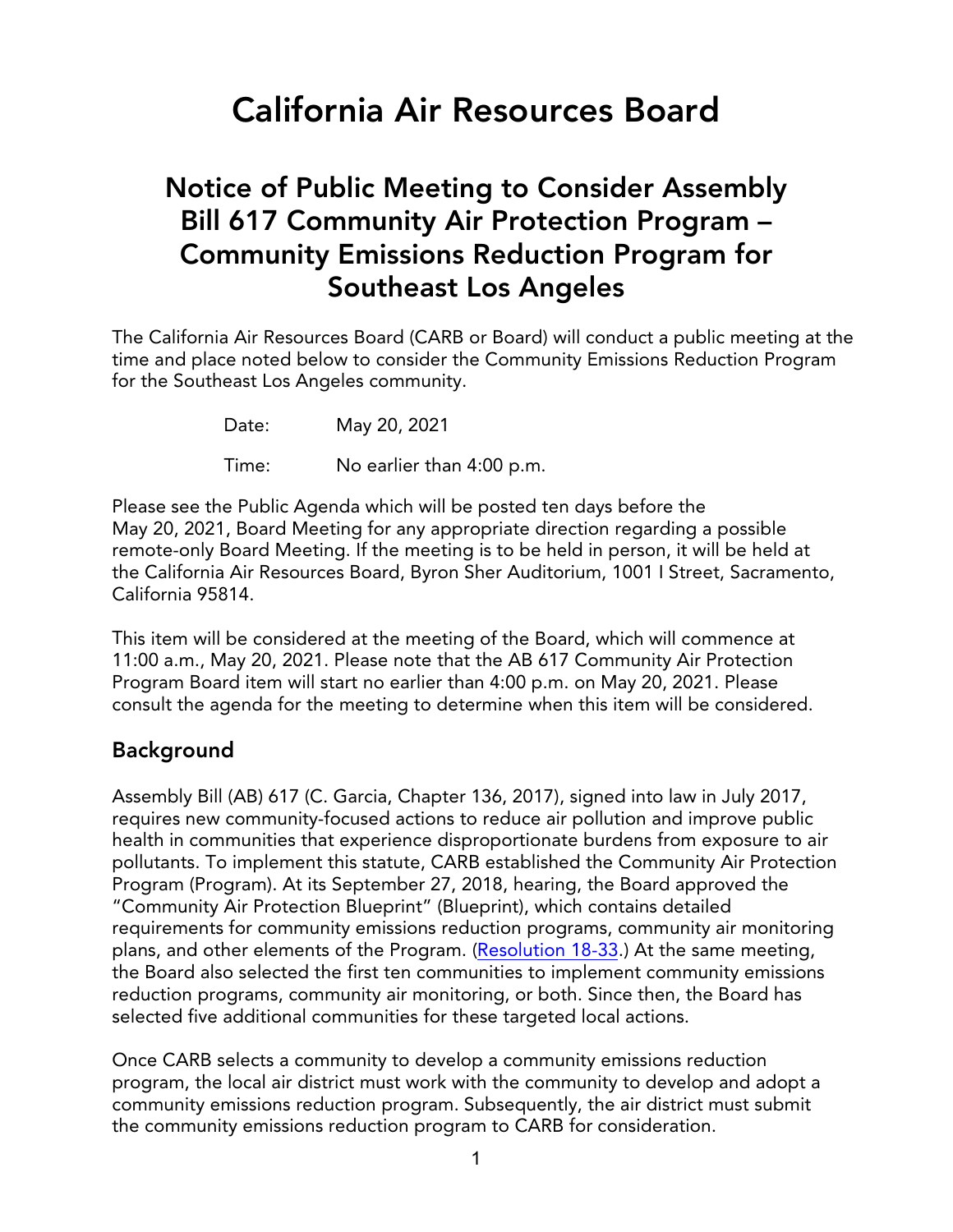# California Air Resources Board

## Notice of Public Meeting to Consider Assembly Bill 617 Community Air Protection Program – Community Emissions Reduction Program for Southeast Los Angeles

The California Air Resources Board (CARB or Board) will conduct a public meeting at the time and place noted below to consider the Community Emissions Reduction Program for the Southeast Los Angeles community.

Date: May 20, 2021

Time: No earlier than 4:00 p.m.

Please see the Public Agenda which will be posted ten days before the May 20, 2021, Board Meeting for any appropriate direction regarding a possible remote-only Board Meeting. If the meeting is to be held in person, it will be held at the California Air Resources Board, Byron Sher Auditorium, 1001 I Street, Sacramento, California 95814.

This item will be considered at the meeting of the Board, which will commence at 11:00 a.m., May 20, 2021. Please note that the AB 617 Community Air Protection Program Board item will start no earlier than 4:00 p.m. on May 20, 2021. Please consult the agenda for the meeting to determine when this item will be considered.

### Background

Assembly Bill (AB) 617 (C. Garcia, Chapter 136, 2017), signed into law in July 2017, requires new community-focused actions to reduce air pollution and improve public health in communities that experience disproportionate burdens from exposure to air pollutants. To implement this statute, CARB established the Community Air Protection Program (Program). At its September 27, 2018, hearing, the Board approved the "Community Air Protection Blueprint" (Blueprint), which contains detailed requirements for community emissions reduction programs, community air monitoring plans, and other elements of the Program. (Resolution 18-33.) At the same meeting, the Board also selected the first ten communities to implement community emissions reduction programs, community air monitoring, or both. Since then, the Board has selected five additional communities for these targeted local actions.

Once CARB selects a community to develop a community emissions reduction program, the local air district must work with the community to develop and adopt a community emissions reduction program. Subsequently, the air district must submit the community emissions reduction program to CARB for consideration.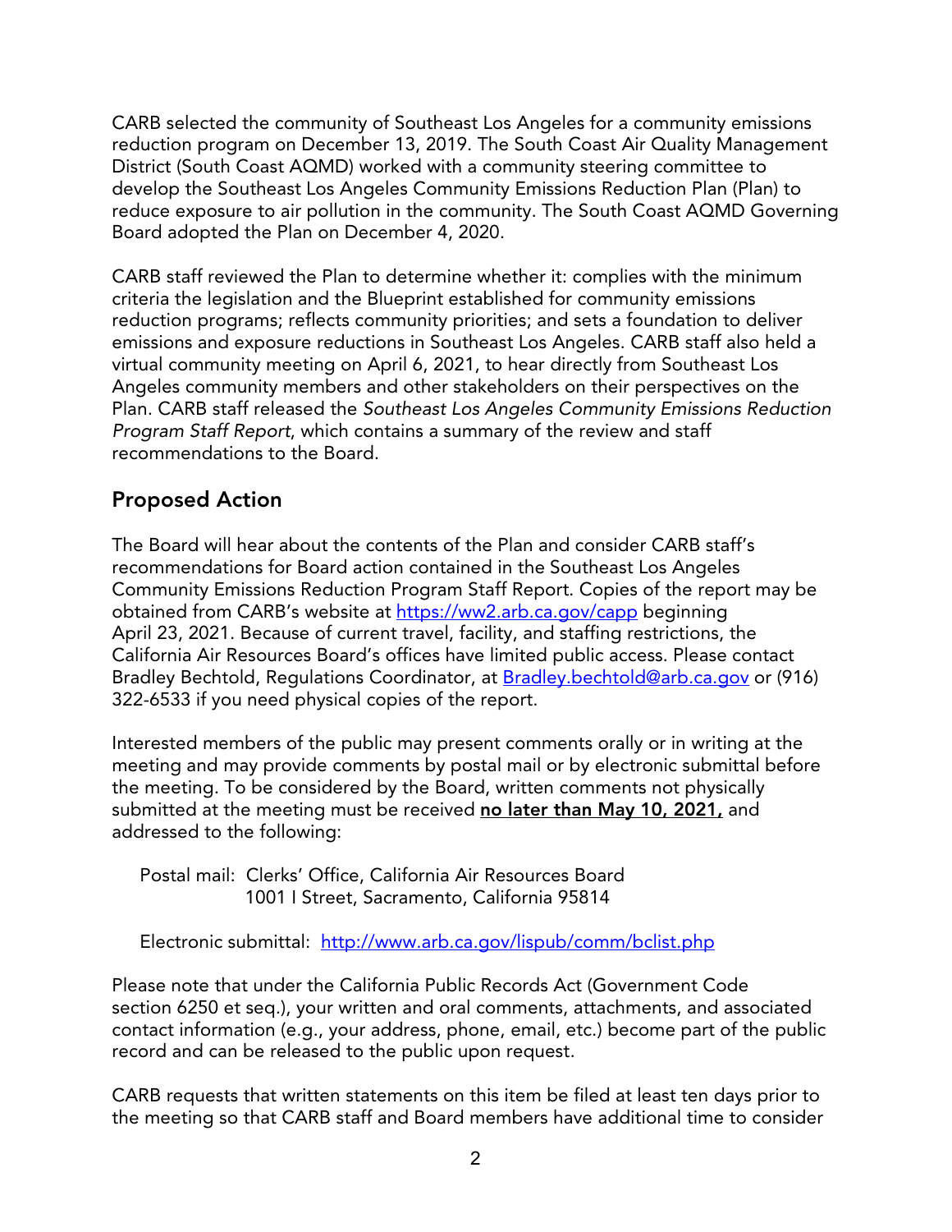CARB selected the community of Southeast Los Angeles for a community emissions reduction program on December 13, 2019. The South Coast Air Quality Management District (South Coast AQMD) worked with a community steering committee to develop the Southeast Los Angeles Community Emissions Reduction Plan (Plan) to reduce exposure to air pollution in the community. The South Coast AQMD Governing Board adopted the Plan on December 4, 2020.

CARB staff reviewed the Plan to determine whether it: complies with the minimum criteria the legislation and the Blueprint established for community emissions reduction programs; reflects community priorities; and sets a foundation to deliver emissions and exposure reductions in Southeast Los Angeles. CARB staff also held a virtual community meeting on April 6, 2021, to hear directly from Southeast Los Angeles community members and other stakeholders on their perspectives on the Plan. CARB staff released the *Southeast Los Angeles Community Emissions Reduction Program Staff Report*, which contains a summary of the review and staff recommendations to the Board.

## Proposed Action

The Board will hear about the contents of the Plan and consider CARB staff's recommendations for Board action contained in the Southeast Los Angeles Community Emissions Reduction Program Staff Report. Copies of the report may be obtained from CARB's website at [https://ww2.arb.ca.gov/capp](https://ww2.arb.ca.gov/capp) beginning April 23, 2021. Because of current travel, facility, and staffing restrictions, the California Air Resources Board's offices have limited public access. Please contact Bradley Bechtold, Regulations Coordinator, at [Bradley.bechtold@arb.ca.gov](mailto:Bradley.bechtold@arb.ca.gov) or (916) 322-6533 if you need physical copies of the report.

Interested members of the public may present comments orally or in writing at the meeting and may provide comments by postal mail or by electronic submittal before the meeting. To be considered by the Board, written comments not physically submitted at the meeting must be received **no later than May 10, 2021,** and addressed to the following:

Postal mail: Clerks' Office, California Air Resources Board
1001 I Street, Sacramento, California 95814

Electronic submittal: [http://www.arb.ca.gov/lispub/comm/bclist.php](http://www.arb.ca.gov/lispub/comm/bclist.php)

Please note that under the California Public Records Act (Government Code section 6250 et seq.), your written and oral comments, attachments, and associated contact information (e.g., your address, phone, email, etc.) become part of the public record and can be released to the public upon request.

CARB requests that written statements on this item be filed at least ten days prior to the meeting so that CARB staff and Board members have additional time to consider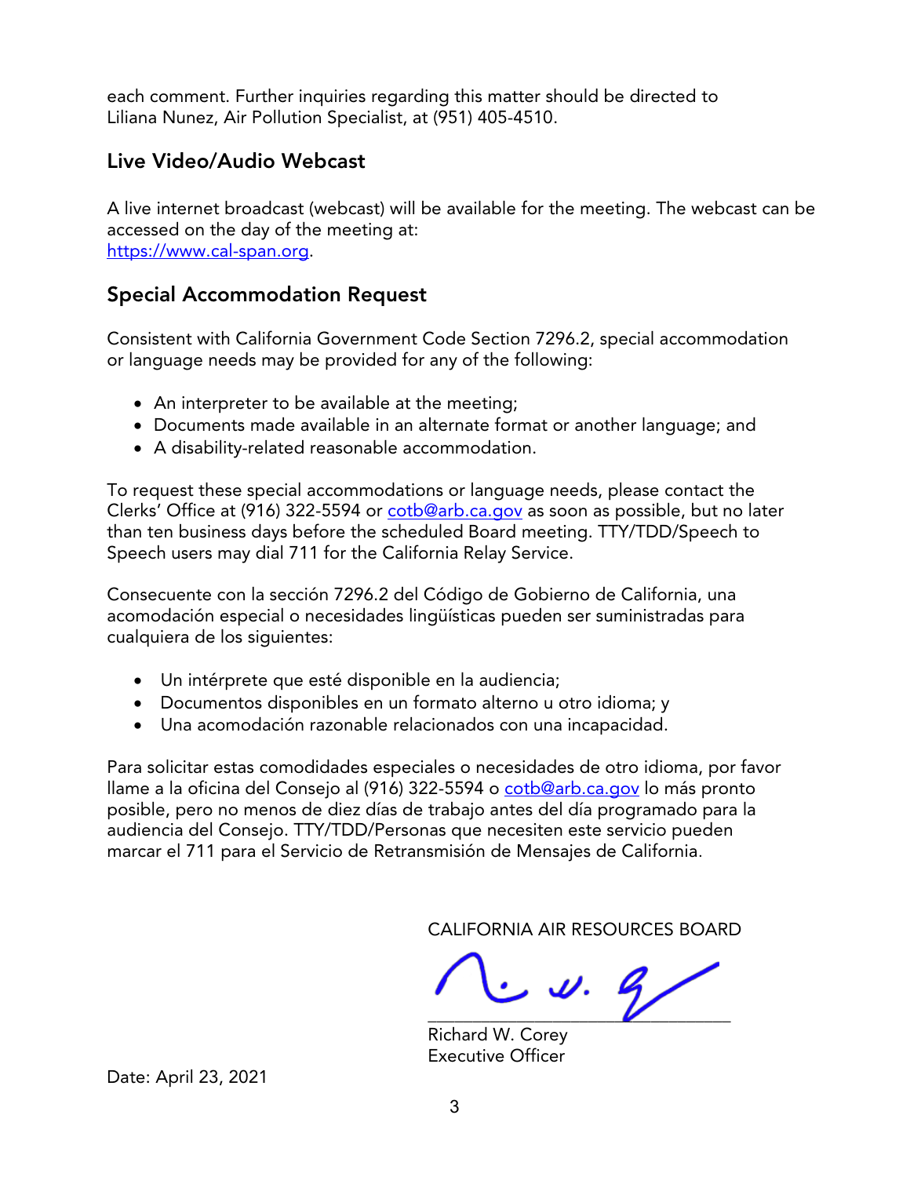each comment. Further inquiries regarding this matter should be directed to Liliana Nunez, Air Pollution Specialist, at (951) 405-4510.

## Live Video/Audio Webcast

A live internet broadcast (webcast) will be available for the meeting. The webcast can be accessed on the day of the meeting at:
https://www.cal-span.org.

## Special Accommodation Request

Consistent with California Government Code Section 7296.2, special accommodation or language needs may be provided for any of the following:

- An interpreter to be available at the meeting;
- Documents made available in an alternate format or another language; and
- A disability-related reasonable accommodation.

To request these special accommodations or language needs, please contact the Clerks' Office at (916) 322-5594 or cotb@arb.ca.gov as soon as possible, but no later than ten business days before the scheduled Board meeting. TTY/TDD/Speech to Speech users may dial 711 for the California Relay Service.

Consecuente con la sección 7296.2 del Código de Gobierno de California, una acomodación especial o necesidades lingüísticas pueden ser suministradas para cualquiera de los siguientes:

- Un intérprete que esté disponible en la audiencia;
- Documentos disponibles en un formato alterno u otro idioma; y
- Una acomodación razonable relacionados con una incapacidad.

Para solicitar estas comodidades especiales o necesidades de otro idioma, por favor llame a la oficina del Consejo al (916) 322-5594 o cotb@arb.ca.gov lo más pronto posible, pero no menos de diez días de trabajo antes del día programado para la audiencia del Consejo. TTY/TDD/Personas que necesiten este servicio pueden marcar el 711 para el Servicio de Retransmisión de Mensajes de California.

CALIFORNIA AIR RESOURCES BOARD

Richard W. Corey
Executive Officer

Date: April 23, 2021